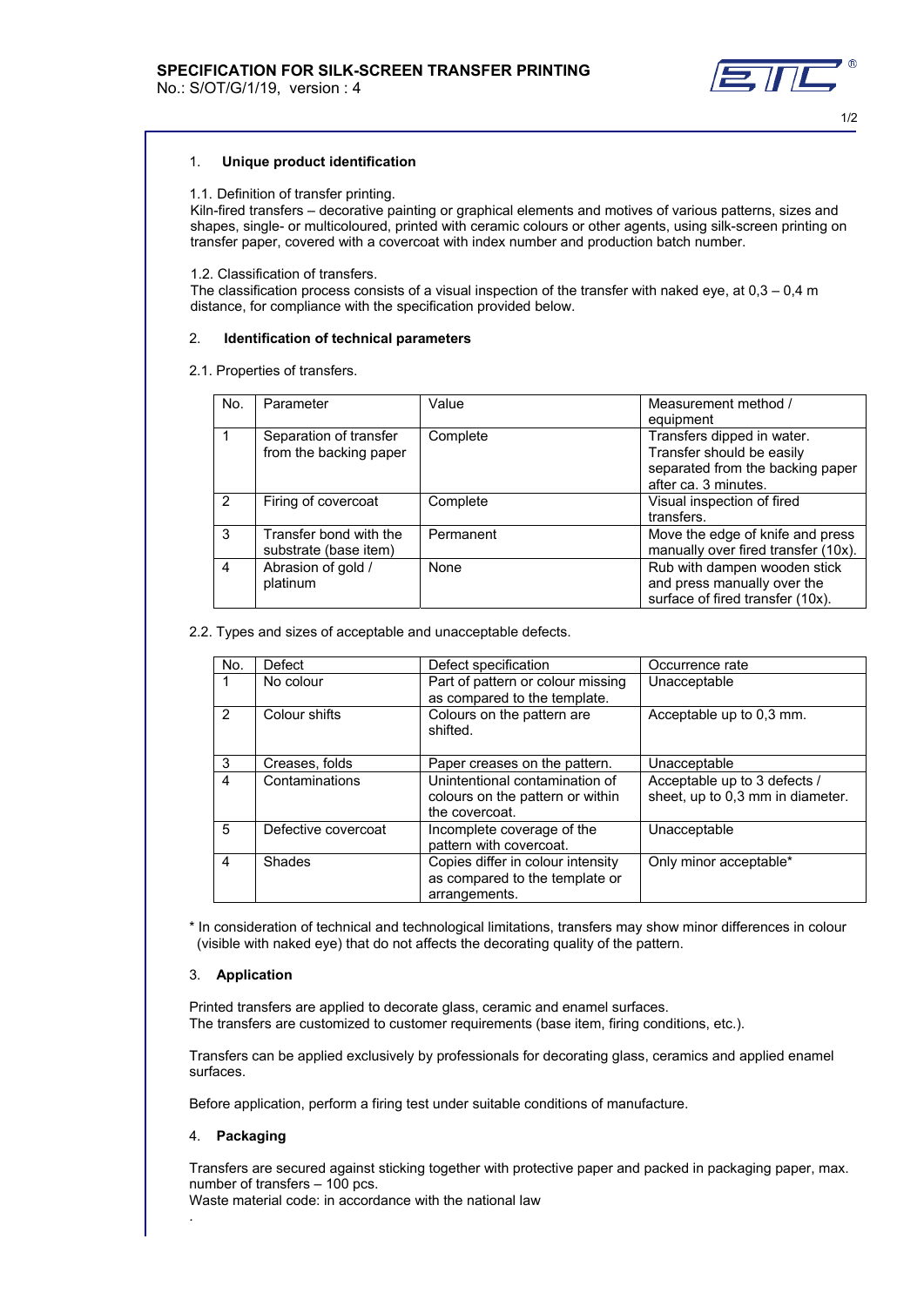# SPECIFICATION FOR SILK-SCREEN TRANSFER PRINTING

No.: S/OT/G/1/19, version : 4

## 1. Unique product identification

1.1. Definition of transfer printing.
Kiln-fired transfers – decorative painting or graphical elements and motives of various patterns, sizes and shapes, single- or multicoloured, printed with ceramic colours or other agents, using silk-screen printing on transfer paper, covered with a covercoat with index number and production batch number.

1.2. Classification of transfers.
The classification process consists of a visual inspection of the transfer with naked eye, at 0,3 – 0,4 m distance, for compliance with the specification provided below.

## 2. Identification of technical parameters

2.1. Properties of transfers.

| No. | Parameter | Value | Measurement method / equipment |
|---|---|---|---|
| 1 | Separation of transfer from the backing paper | Complete | Transfers dipped in water. Transfer should be easily separated from the backing paper after ca. 3 minutes. |
| 2 | Firing of covercoat | Complete | Visual inspection of fired transfers. |
| 3 | Transfer bond with the substrate (base item) | Permanent | Move the edge of knife and press manually over fired transfer (10x). |
| 4 | Abrasion of gold / platinum | None | Rub with dampen wooden stick and press manually over the surface of fired transfer (10x). |

2.2. Types and sizes of acceptable and unacceptable defects.

| No. | Defect | Defect specification | Occurrence rate |
|---|---|---|---|
| 1 | No colour | Part of pattern or colour missing as compared to the template. | Unacceptable |
| 2 | Colour shifts | Colours on the pattern are shifted. | Acceptable up to 0,3 mm. |
| 3 | Creases, folds | Paper creases on the pattern. | Unacceptable |
| 4 | Contaminations | Unintentional contamination of colours on the pattern or within the covercoat. | Acceptable up to 3 defects / sheet, up to 0,3 mm in diameter. |
| 5 | Defective covercoat | Incomplete coverage of the pattern with covercoat. | Unacceptable |
| 4 | Shades | Copies differ in colour intensity as compared to the template or arrangements. | Only minor acceptable* |

* In consideration of technical and technological limitations, transfers may show minor differences in colour (visible with naked eye) that do not affects the decorating quality of the pattern.

## 3. Application

Printed transfers are applied to decorate glass, ceramic and enamel surfaces.
The transfers are customized to customer requirements (base item, firing conditions, etc.).

Transfers can be applied exclusively by professionals for decorating glass, ceramics and applied enamel surfaces.

Before application, perform a firing test under suitable conditions of manufacture.

## 4. Packaging

Transfers are secured against sticking together with protective paper and packed in packaging paper, max. number of transfers – 100 pcs.
Waste material code: in accordance with the national law

.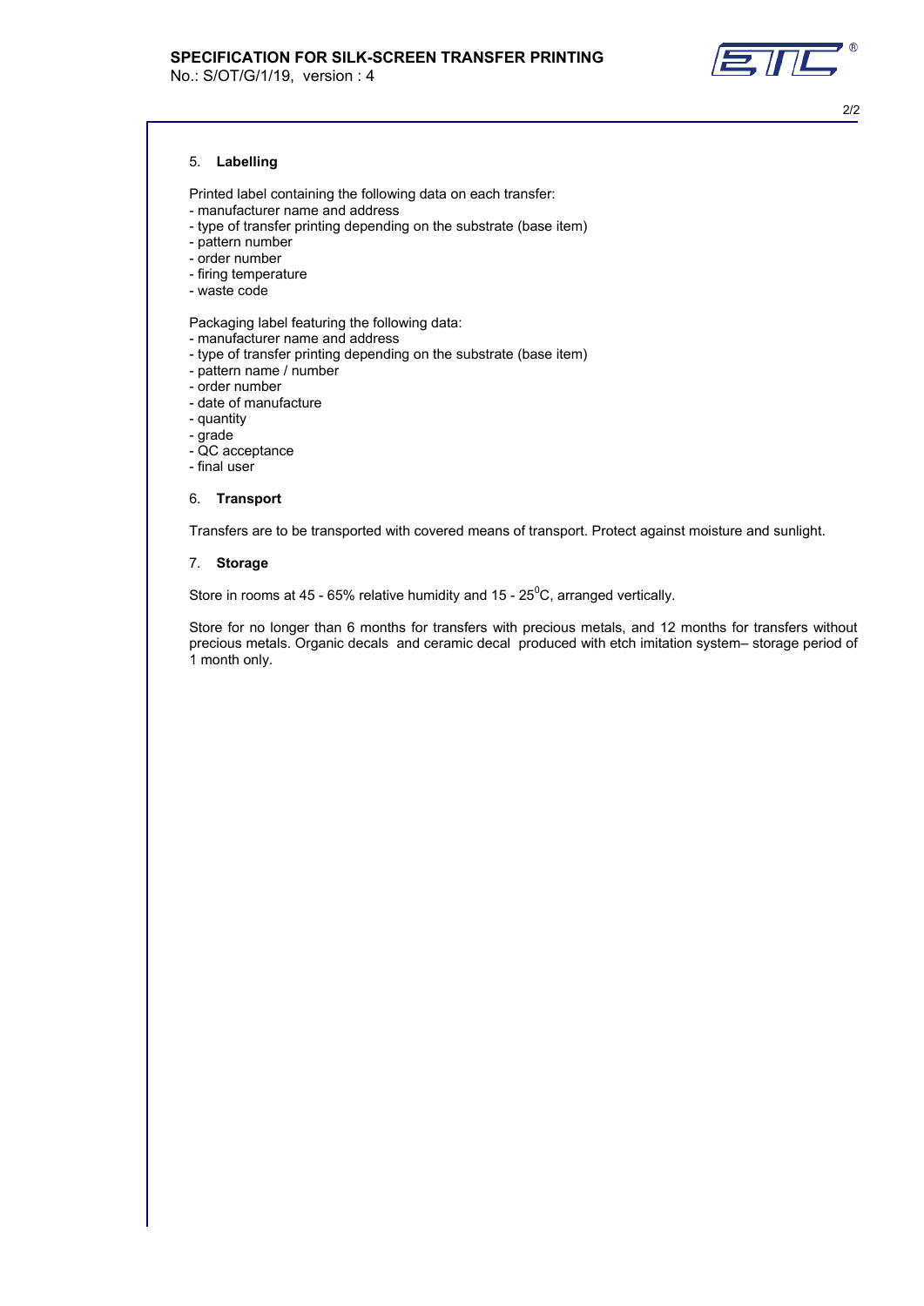## 5. Labelling

Printed label containing the following data on each transfer:
- manufacturer name and address
- type of transfer printing depending on the substrate (base item)
- pattern number
- order number
- firing temperature
- waste code

Packaging label featuring the following data:
- manufacturer name and address
- type of transfer printing depending on the substrate (base item)
- pattern name / number
- order number
- date of manufacture
- quantity
- grade
- QC acceptance
- final user

## 6. Transport

Transfers are to be transported with covered means of transport. Protect against moisture and sunlight.

## 7. Storage

Store in rooms at 45 - 65% relative humidity and 15 - 25$^0$C, arranged vertically.

Store for no longer than 6 months for transfers with precious metals, and 12 months for transfers without precious metals. Organic decals and ceramic decal produced with etch imitation system– storage period of 1 month only.